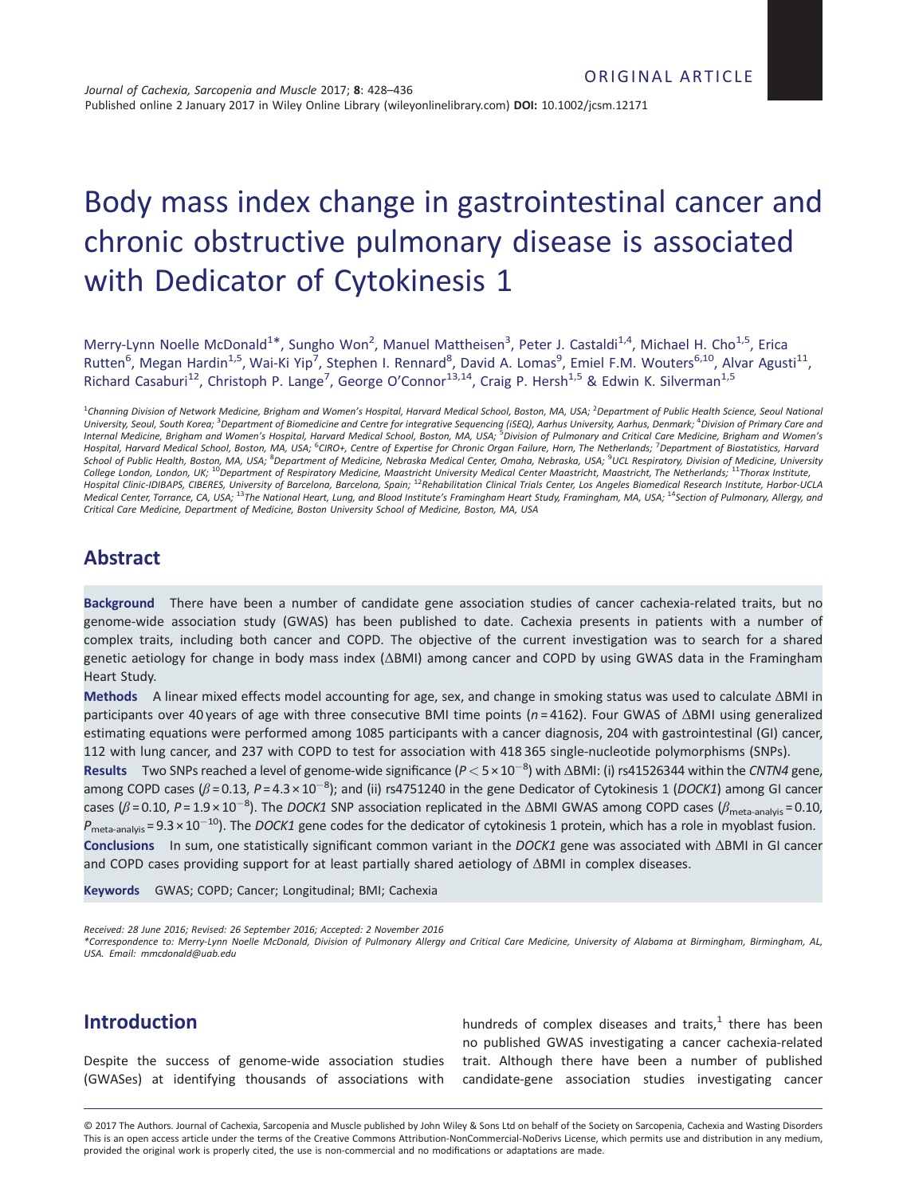ORIGINAL ARTICLE

# Body mass index change in gastrointestinal cancer and chronic obstructive pulmonary disease is associated with Dedicator of Cytokinesis 1

Merry-Lynn Noelle McDonald[1]*, Sungho Won[2], Manuel Mattheisen[3], Peter J. Castaldi[1,4], Michael H. Cho[1,5], Erica Rutten[6], Megan Hardin[1,5], Wai-Ki Yip[7], Stephen I. Rennard[8], David A. Lomas[9], Emiel F.M. Wouters[6,10], Alvar Agusti[11], Richard Casaburi[12], Christoph P. Lange[7], George O'Connor[13,14], Craig P. Hersh[1,5] & Edwin K. Silverman[1,5]

[1]Channing Division of Network Medicine, Brigham and Women's Hospital, Harvard Medical School, Boston, MA, USA; [2]Department of Public Health Science, Seoul National University, Seoul, South Korea; [3]Department of Biomedicine and Centre for integrative Sequencing (iSEQ), Aarhus University, Aarhus, Denmark; [4]Division of Primary Care and Internal Medicine, Brigham and Women's Hospital, Harvard Medical School, Boston, MA, USA; [5]Division of Pulmonary and Critical Care Medicine, Brigham and Women's Hospital, Harvard Medical School, Boston, MA, USA; [6]CIRO+, Centre of Expertise for Chronic Organ Failure, Horn, The Netherlands; [7]Department of Biostatistics, Harvard School of Public Health, Boston, MA, USA; [8]Department of Medicine, Nebraska Medical Center, Omaha, Nebraska, USA; [9]UCL Respiratory, Division of Medicine, University College London, London, UK; [10]Department of Respiratory Medicine, Maastricht University Medical Center Maastricht, Maastricht, The Netherlands; [11]Thorax Institute, Hospital Clinic-IDIBAPS, CIBERES, University of Barcelona, Barcelona, Spain; [12]Rehabilitation Clinical Trials Center, Los Angeles Biomedical Research Institute, Harbor-UCLA Medical Center, Torrance, CA, USA; [13]The National Heart, Lung, and Blood Institute's Framingham Heart Study, Framingham, MA, USA; [14]Section of Pulmonary, Allergy, and Critical Care Medicine, Department of Medicine, Boston University School of Medicine, Boston, MA, USA

## Abstract

**Background** There have been a number of candidate gene association studies of cancer cachexia-related traits, but no genome-wide association study (GWAS) has been published to date. Cachexia presents in patients with a number of complex traits, including both cancer and COPD. The objective of the current investigation was to search for a shared genetic aetiology for change in body mass index ($\Delta$BMI) among cancer and COPD by using GWAS data in the Framingham Heart Study.

**Methods** A linear mixed effects model accounting for age, sex, and change in smoking status was used to calculate $\Delta$BMI in participants over 40 years of age with three consecutive BMI time points ($n = 4162$). Four GWAS of $\Delta$BMI using generalized estimating equations were performed among 1085 participants with a cancer diagnosis, 204 with gastrointestinal (GI) cancer, 112 with lung cancer, and 237 with COPD to test for association with 418 365 single-nucleotide polymorphisms (SNPs).

**Results** Two SNPs reached a level of genome-wide significance ($P < 5 \times 10^{-8}$) with $\Delta$BMI: (i) rs41526344 within the *CNTN4* gene, among COPD cases ($\beta = 0.13$, $P = 4.3 \times 10^{-8}$); and (ii) rs4751240 in the gene Dedicator of Cytokinesis 1 (*DOCK1*) among GI cancer cases ($\beta = 0.10$, $P = 1.9 \times 10^{-8}$). The *DOCK1* SNP association replicated in the $\Delta$BMI GWAS among COPD cases ($\beta_{\text{meta-analyis}} = 0.10$, $P_{\text{meta-analyis}} = 9.3 \times 10^{-10}$). The *DOCK1* gene codes for the dedicator of cytokinesis 1 protein, which has a role in myoblast fusion.

**Conclusions** In sum, one statistically significant common variant in the *DOCK1* gene was associated with $\Delta$BMI in GI cancer and COPD cases providing support for at least partially shared aetiology of $\Delta$BMI in complex diseases.

**Keywords** GWAS; COPD; Cancer; Longitudinal; BMI; Cachexia

*Received: 28 June 2016; Revised: 26 September 2016; Accepted: 2 November 2016*

*\*Correspondence to: Merry-Lynn Noelle McDonald, Division of Pulmonary Allergy and Critical Care Medicine, University of Alabama at Birmingham, Birmingham, AL, USA. Email: mmcdonald@uab.edu*

## Introduction

Despite the success of genome-wide association studies (GWASes) at identifying thousands of associations with hundreds of complex diseases and traits,[1] there has been no published GWAS investigating a cancer cachexia-related trait. Although there have been a number of published candidate-gene association studies investigating cancer

© 2017 The Authors. Journal of Cachexia, Sarcopenia and Muscle published by John Wiley & Sons Ltd on behalf of the Society on Sarcopenia, Cachexia and Wasting Disorders This is an open access article under the terms of the Creative Commons Attribution-NonCommercial-NoDerivs License, which permits use and distribution in any medium, provided the original work is properly cited, the use is non-commercial and no modifications or adaptations are made.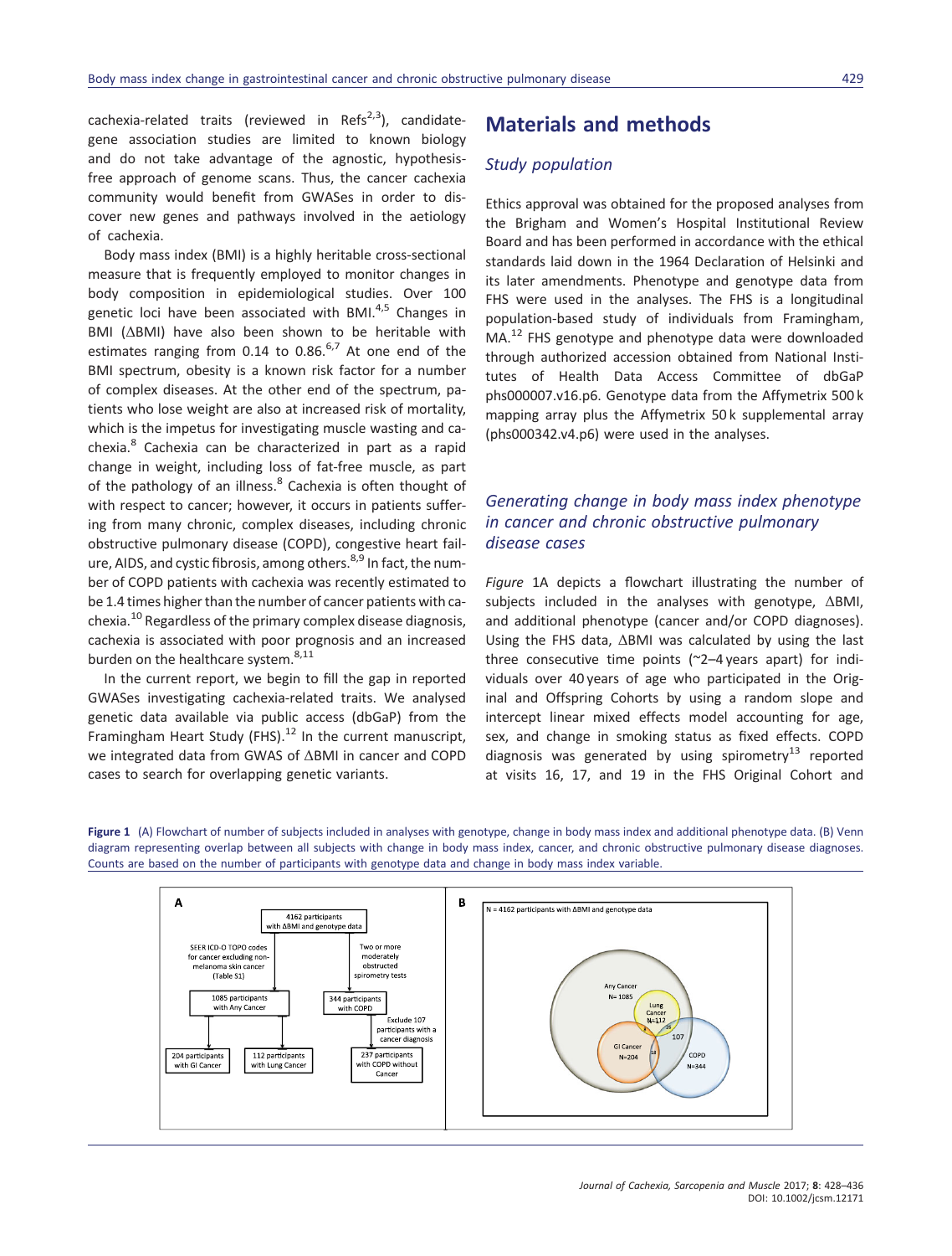cachexia-related traits (reviewed in Refs[2,3]), candidate-gene association studies are limited to known biology and do not take advantage of the agnostic, hypothesis-free approach of genome scans. Thus, the cancer cachexia community would benefit from GWASes in order to discover new genes and pathways involved in the aetiology of cachexia.

Body mass index (BMI) is a highly heritable cross-sectional measure that is frequently employed to monitor changes in body composition in epidemiological studies. Over 100 genetic loci have been associated with BMI.[4,5] Changes in BMI (ΔBMI) have also been shown to be heritable with estimates ranging from 0.14 to 0.86.[6,7] At one end of the BMI spectrum, obesity is a known risk factor for a number of complex diseases. At the other end of the spectrum, patients who lose weight are also at increased risk of mortality, which is the impetus for investigating muscle wasting and cachexia.[8] Cachexia can be characterized in part as a rapid change in weight, including loss of fat-free muscle, as part of the pathology of an illness.[8] Cachexia is often thought of with respect to cancer; however, it occurs in patients suffering from many chronic, complex diseases, including chronic obstructive pulmonary disease (COPD), congestive heart failure, AIDS, and cystic fibrosis, among others.[8,9] In fact, the number of COPD patients with cachexia was recently estimated to be 1.4 times higher than the number of cancer patients with cachexia.[10] Regardless of the primary complex disease diagnosis, cachexia is associated with poor prognosis and an increased burden on the healthcare system.[8,11]

In the current report, we begin to fill the gap in reported GWASes investigating cachexia-related traits. We analysed genetic data available via public access (dbGaP) from the Framingham Heart Study (FHS).[12] In the current manuscript, we integrated data from GWAS of ΔBMI in cancer and COPD cases to search for overlapping genetic variants.

# Materials and methods

## *Study population*

Ethics approval was obtained for the proposed analyses from the Brigham and Women's Hospital Institutional Review Board and has been performed in accordance with the ethical standards laid down in the 1964 Declaration of Helsinki and its later amendments. Phenotype and genotype data from FHS were used in the analyses. The FHS is a longitudinal population-based study of individuals from Framingham, MA.[12] FHS genotype and phenotype data were downloaded through authorized accession obtained from National Institutes of Health Data Access Committee of dbGaP phs000007.v16.p6. Genotype data from the Affymetrix 500 k mapping array plus the Affymetrix 50 k supplemental array (phs000342.v4.p6) were used in the analyses.

## *Generating change in body mass index phenotype in cancer and chronic obstructive pulmonary disease cases*

*Figure* 1A depicts a flowchart illustrating the number of subjects included in the analyses with genotype, ΔBMI, and additional phenotype (cancer and/or COPD diagnoses). Using the FHS data, ΔBMI was calculated by using the last three consecutive time points (~2–4 years apart) for individuals over 40 years of age who participated in the Original and Offspring Cohorts by using a random slope and intercept linear mixed effects model accounting for age, sex, and change in smoking status as fixed effects. COPD diagnosis was generated by using spirometry[13] reported at visits 16, 17, and 19 in the FHS Original Cohort and

**Figure 1** (A) Flowchart of number of subjects included in analyses with genotype, change in body mass index and additional phenotype data. (B) Venn diagram representing overlap between all subjects with change in body mass index, cancer, and chronic obstructive pulmonary disease diagnoses. Counts are based on the number of participants with genotype data and change in body mass index variable.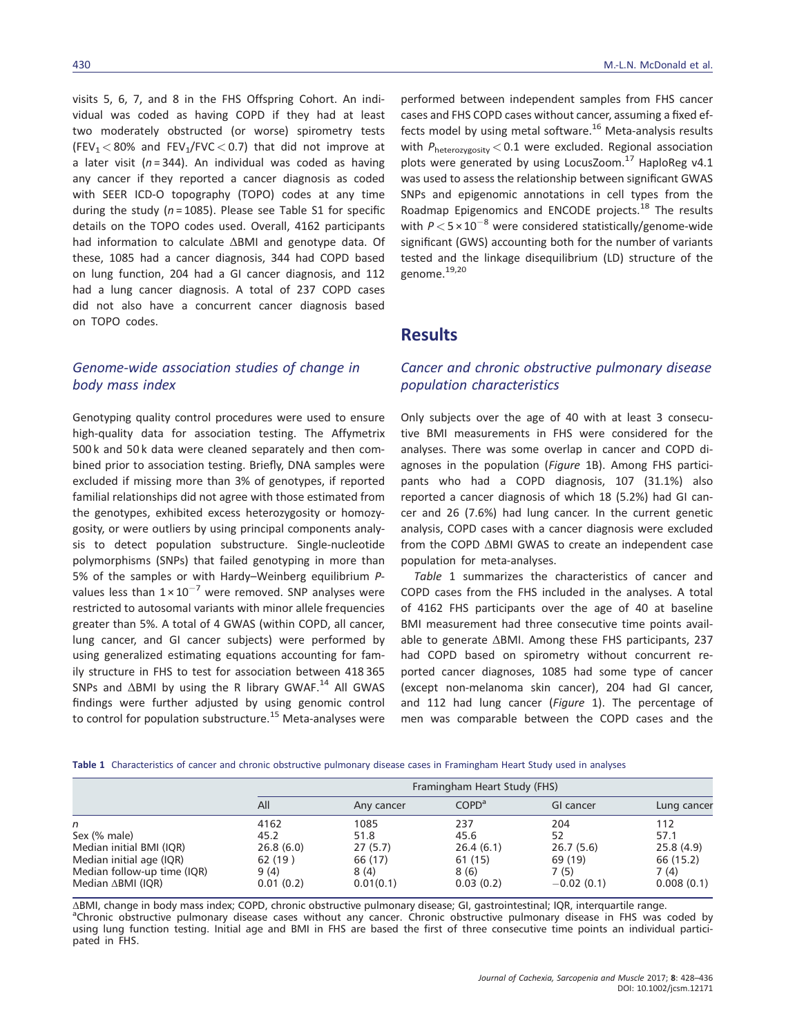visits 5, 6, 7, and 8 in the FHS Offspring Cohort. An individual was coded as having COPD if they had at least two moderately obstructed (or worse) spirometry tests ($FEV_1 < 80\%$ and $FEV_1/FVC < 0.7$) that did not improve at a later visit ($n = 344$). An individual was coded as having any cancer if they reported a cancer diagnosis as coded with SEER ICD-O topography (TOPO) codes at any time during the study ($n = 1085$). Please see Table S1 for specific details on the TOPO codes used. Overall, 4162 participants had information to calculate ΔBMI and genotype data. Of these, 1085 had a cancer diagnosis, 344 had COPD based on lung function, 204 had a GI cancer diagnosis, and 112 had a lung cancer diagnosis. A total of 237 COPD cases did not also have a concurrent cancer diagnosis based on TOPO codes.

### Genome-wide association studies of change in body mass index

Genotyping quality control procedures were used to ensure high-quality data for association testing. The Affymetrix 500 k and 50 k data were cleaned separately and then combined prior to association testing. Briefly, DNA samples were excluded if missing more than 3% of genotypes, if reported familial relationships did not agree with those estimated from the genotypes, exhibited excess heterozygosity or homozygosity, or were outliers by using principal components analysis to detect population substructure. Single-nucleotide polymorphisms (SNPs) that failed genotyping in more than 5% of the samples or with Hardy–Weinberg equilibrium P-values less than $1 \times 10^{-7}$ were removed. SNP analyses were restricted to autosomal variants with minor allele frequencies greater than 5%. A total of 4 GWAS (within COPD, all cancer, lung cancer, and GI cancer subjects) were performed by using generalized estimating equations accounting for family structure in FHS to test for association between 418 365 SNPs and ΔBMI by using the R library GWAF.[14] All GWAS findings were further adjusted by using genomic control to control for population substructure.[15] Meta-analyses were performed between independent samples from FHS cancer cases and FHS COPD cases without cancer, assuming a fixed effects model by using metal software.[16] Meta-analysis results with $P_{heterozygosity} < 0.1$ were excluded. Regional association plots were generated by using LocusZoom.[17] HaploReg v4.1 was used to assess the relationship between significant GWAS SNPs and epigenomic annotations in cell types from the Roadmap Epigenomics and ENCODE projects.[18] The results with $P < 5 \times 10^{-8}$ were considered statistically/genome-wide significant (GWS) accounting both for the number of variants tested and the linkage disequilibrium (LD) structure of the genome.[19,20]

## Results

### Cancer and chronic obstructive pulmonary disease population characteristics

Only subjects over the age of 40 with at least 3 consecutive BMI measurements in FHS were considered for the analyses. There was some overlap in cancer and COPD diagnoses in the population (*Figure* 1B). Among FHS participants who had a COPD diagnosis, 107 (31.1%) also reported a cancer diagnosis of which 18 (5.2%) had GI cancer and 26 (7.6%) had lung cancer. In the current genetic analysis, COPD cases with a cancer diagnosis were excluded from the COPD ΔBMI GWAS to create an independent case population for meta-analyses.

*Table* 1 summarizes the characteristics of cancer and COPD cases from the FHS included in the analyses. A total of 4162 FHS participants over the age of 40 at baseline BMI measurement had three consecutive time points available to generate ΔBMI. Among these FHS participants, 237 had COPD based on spirometry without concurrent reported cancer diagnoses, 1085 had some type of cancer (except non-melanoma skin cancer), 204 had GI cancer, and 112 had lung cancer (*Figure* 1). The percentage of men was comparable between the COPD cases and the

**Table 1** Characteristics of cancer and chronic obstructive pulmonary disease cases in Framingham Heart Study used in analyses

| | Framingham Heart Study (FHS) | | | | |
|---|---|---|---|---|---|
| | All | Any cancer | COPD[a] | GI cancer | Lung cancer |
| *n* | 4162 | 1085 | 237 | 204 | 112 |
| Sex (% male) | 45.2 | 51.8 | 45.6 | 52 | 57.1 |
| Median initial BMI (IQR) | 26.8 (6.0) | 27 (5.7) | 26.4 (6.1) | 26.7 (5.6) | 25.8 (4.9) |
| Median initial age (IQR) | 62 (19 ) | 66 (17) | 61 (15) | 69 (19) | 66 (15.2) |
| Median follow-up time (IQR) | 9 (4) | 8 (4) | 8 (6) | 7 (5) | 7 (4) |
| Median ΔBMI (IQR) | 0.01 (0.2) | 0.01(0.1) | 0.03 (0.2) | −0.02 (0.1) | 0.008 (0.1) |

ΔBMI, change in body mass index; COPD, chronic obstructive pulmonary disease; GI, gastrointestinal; IQR, interquartile range.
[a]Chronic obstructive pulmonary disease cases without any cancer. Chronic obstructive pulmonary disease in FHS was coded by using lung function testing. Initial age and BMI in FHS are based the first of three consecutive time points an individual participated in FHS.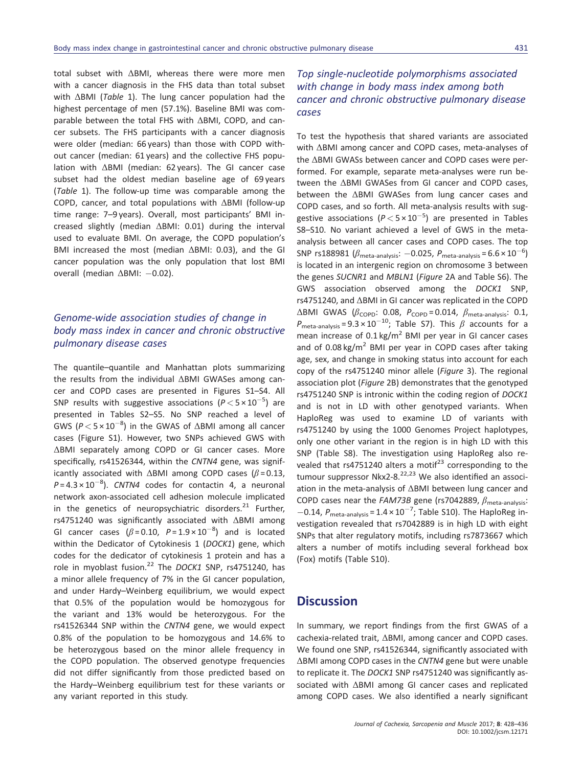total subset with ΔBMI, whereas there were more men with a cancer diagnosis in the FHS data than total subset with ΔBMI (*Table* 1). The lung cancer population had the highest percentage of men (57.1%). Baseline BMI was comparable between the total FHS with ΔBMI, COPD, and cancer subsets. The FHS participants with a cancer diagnosis were older (median: 66 years) than those with COPD without cancer (median: 61 years) and the collective FHS population with ΔBMI (median: 62 years). The GI cancer case subset had the oldest median baseline age of 69 years (*Table* 1). The follow-up time was comparable among the COPD, cancer, and total populations with ΔBMI (follow-up time range: 7–9 years). Overall, most participants' BMI increased slightly (median ΔBMI: 0.01) during the interval used to evaluate BMI. On average, the COPD population's BMI increased the most (median ΔBMI: 0.03), and the GI cancer population was the only population that lost BMI overall (median ΔBMI: −0.02).

### *Genome-wide association studies of change in body mass index in cancer and chronic obstructive pulmonary disease cases*

The quantile–quantile and Manhattan plots summarizing the results from the individual ΔBMI GWASes among cancer and COPD cases are presented in Figures S1–S4. All SNP results with suggestive associations ($P < 5 \times 10^{-5}$) are presented in Tables S2–S5. No SNP reached a level of GWS ($P < 5 \times 10^{-8}$) in the GWAS of ΔBMI among all cancer cases (Figure S1). However, two SNPs achieved GWS with ΔBMI separately among COPD or GI cancer cases. More specifically, rs41526344, within the *CNTN4* gene, was significantly associated with ΔBMI among COPD cases ($\beta = 0.13$, $P = 4.3 \times 10^{-8}$). *CNTN4* codes for contactin 4, a neuronal network axon-associated cell adhesion molecule implicated in the genetics of neuropsychiatric disorders.[21] Further, rs4751240 was significantly associated with ΔBMI among GI cancer cases ($\beta = 0.10$, $P = 1.9 \times 10^{-8}$) and is located within the Dedicator of Cytokinesis 1 (*DOCK1*) gene, which codes for the dedicator of cytokinesis 1 protein and has a role in myoblast fusion.[22] The *DOCK1* SNP, rs4751240, has a minor allele frequency of 7% in the GI cancer population, and under Hardy–Weinberg equilibrium, we would expect that 0.5% of the population would be homozygous for the variant and 13% would be heterozygous. For the rs41526344 SNP within the *CNTN4* gene, we would expect 0.8% of the population to be homozygous and 14.6% to be heterozygous based on the minor allele frequency in the COPD population. The observed genotype frequencies did not differ significantly from those predicted based on the Hardy–Weinberg equilibrium test for these variants or any variant reported in this study.

### *Top single-nucleotide polymorphisms associated with change in body mass index among both cancer and chronic obstructive pulmonary disease cases*

To test the hypothesis that shared variants are associated with ΔBMI among cancer and COPD cases, meta-analyses of the ΔBMI GWASs between cancer and COPD cases were performed. For example, separate meta-analyses were run between the ΔBMI GWASes from GI cancer and COPD cases, between the ΔBMI GWASes from lung cancer cases and COPD cases, and so forth. All meta-analysis results with suggestive associations ($P < 5 \times 10^{-5}$) are presented in Tables S8–S10. No variant achieved a level of GWS in the meta-analysis between all cancer cases and COPD cases. The top SNP rs188981 ($\beta_{\text{meta-analysis}}$: −0.025, $P_{\text{meta-analysis}} = 6.6 \times 10^{-6}$) is located in an intergenic region on chromosome 3 between the genes *SUCNR1* and *MBLN1* (*Figure* 2A and Table S6). The GWS association observed among the *DOCK1* SNP, rs4751240, and ΔBMI in GI cancer was replicated in the COPD ΔBMI GWAS ($\beta_{\text{COPD}}$: 0.08, $P_{\text{COPD}} = 0.014$, $\beta_{\text{meta-analysis}}$: 0.1, $P_{\text{meta-analysis}} = 9.3 \times 10^{-10}$; Table S7). This $\beta$ accounts for a mean increase of 0.1 kg/m$^2$ BMI per year in GI cancer cases and of 0.08 kg/m$^2$ BMI per year in COPD cases after taking age, sex, and change in smoking status into account for each copy of the rs4751240 minor allele (*Figure* 3). The regional association plot (*Figure* 2B) demonstrates that the genotyped rs4751240 SNP is intronic within the coding region of *DOCK1* and is not in LD with other genotyped variants. When HaploReg was used to examine LD of variants with rs4751240 by using the 1000 Genomes Project haplotypes, only one other variant in the region is in high LD with this SNP (Table S8). The investigation using HaploReg also revealed that rs4751240 alters a motif[23] corresponding to the tumour suppressor Nkx2-8.[22,23] We also identified an association in the meta-analysis of ΔBMI between lung cancer and COPD cases near the *FAM73B* gene (rs7042889, $\beta_{\text{meta-analysis}}$: −0.14, $P_{\text{meta-analysis}} = 1.4 \times 10^{-7}$; Table S10). The HaploReg investigation revealed that rs7042889 is in high LD with eight SNPs that alter regulatory motifs, including rs7873667 which alters a number of motifs including several forkhead box (Fox) motifs (Table S10).

## Discussion

In summary, we report findings from the first GWAS of a cachexia-related trait, ΔBMI, among cancer and COPD cases. We found one SNP, rs41526344, significantly associated with ΔBMI among COPD cases in the *CNTN4* gene but were unable to replicate it. The *DOCK1* SNP rs4751240 was significantly associated with ΔBMI among GI cancer cases and replicated among COPD cases. We also identified a nearly significant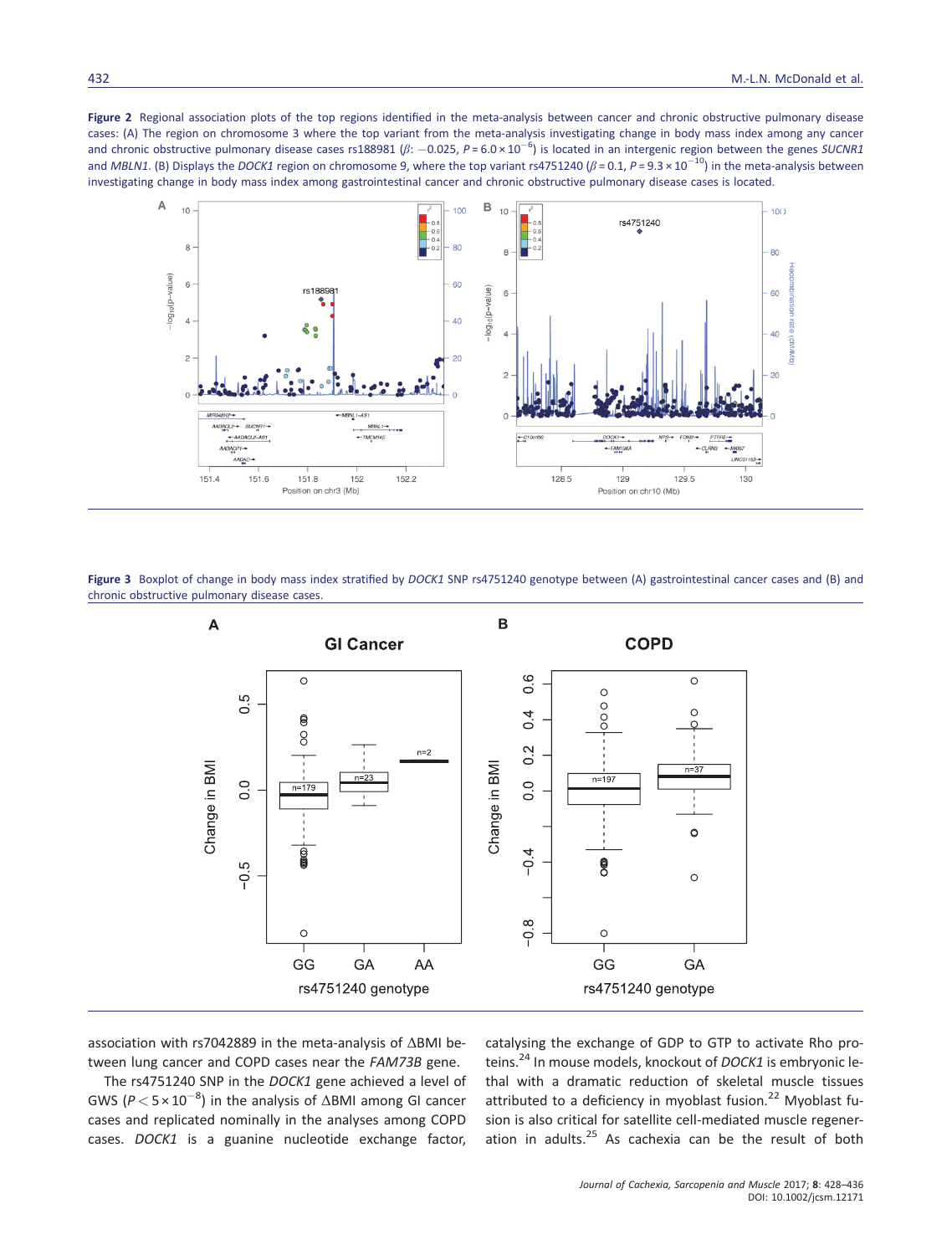**Figure 2** Regional association plots of the top regions identified in the meta-analysis between cancer and chronic obstructive pulmonary disease cases: (A) The region on chromosome 3 where the top variant from the meta-analysis investigating change in body mass index among any cancer and chronic obstructive pulmonary disease cases rs188981 ($\beta$: −0.025, $P = 6.0 \times 10^{-6}$) is located in an intergenic region between the genes *SUCNR1* and *MBLN1*. (B) Displays the *DOCK1* region on chromosome 9, where the top variant rs4751240 ($\beta = 0.1$, $P = 9.3 \times 10^{-10}$) in the meta-analysis between investigating change in body mass index among gastrointestinal cancer and chronic obstructive pulmonary disease cases is located.

**Figure 3** Boxplot of change in body mass index stratified by *DOCK1* SNP rs4751240 genotype between (A) gastrointestinal cancer cases and (B) and chronic obstructive pulmonary disease cases.

association with rs7042889 in the meta-analysis of ΔBMI between lung cancer and COPD cases near the *FAM73B* gene.

The rs4751240 SNP in the *DOCK1* gene achieved a level of GWS ($P < 5 \times 10^{-8}$) in the analysis of ΔBMI among GI cancer cases and replicated nominally in the analyses among COPD cases. *DOCK1* is a guanine nucleotide exchange factor, catalysing the exchange of GDP to GTP to activate Rho proteins.[24] In mouse models, knockout of *DOCK1* is embryonic lethal with a dramatic reduction of skeletal muscle tissues attributed to a deficiency in myoblast fusion.[22] Myoblast fusion is also critical for satellite cell-mediated muscle regeneration in adults.[25] As cachexia can be the result of both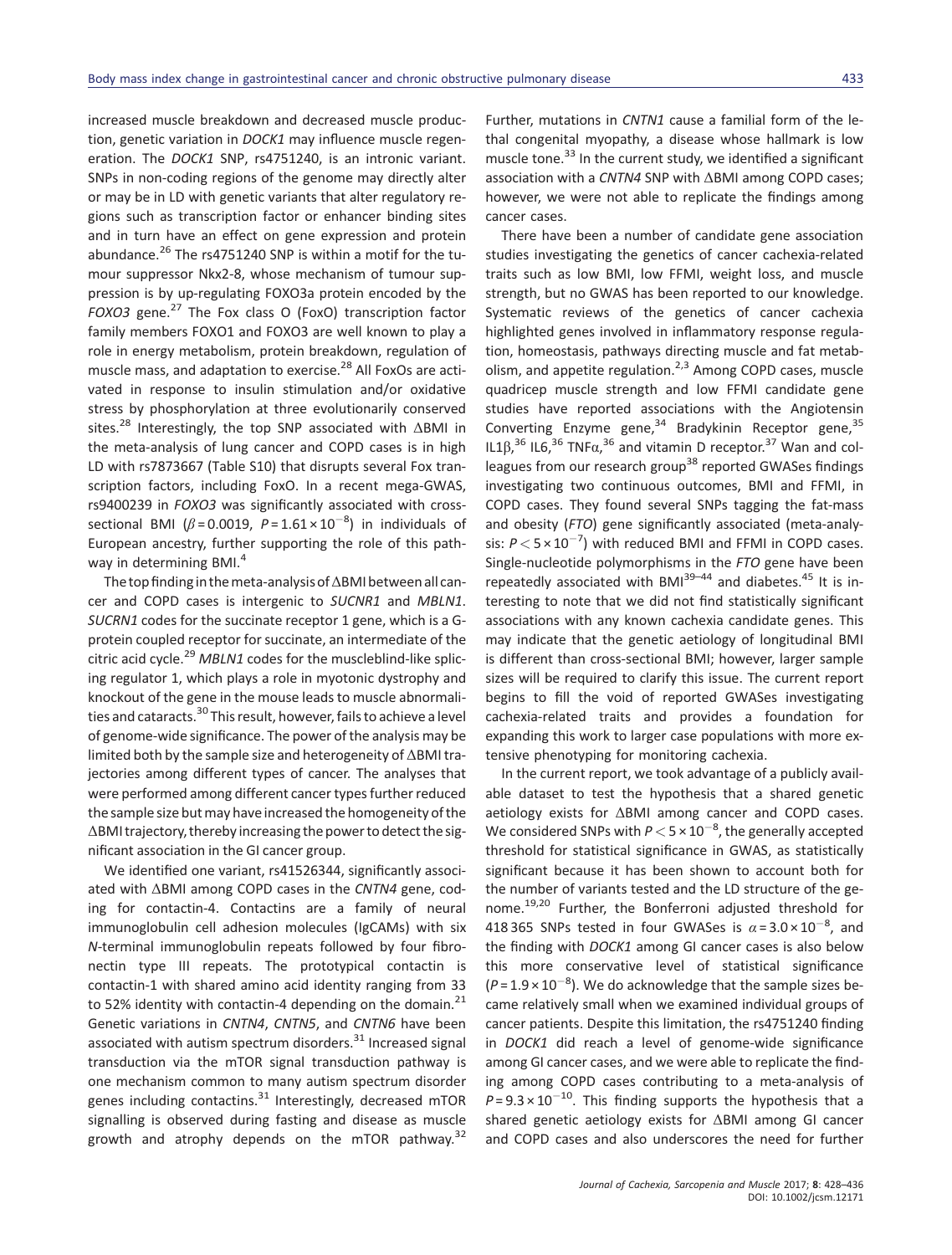increased muscle breakdown and decreased muscle production, genetic variation in *DOCK1* may influence muscle regeneration. The *DOCK1* SNP, rs4751240, is an intronic variant. SNPs in non-coding regions of the genome may directly alter or may be in LD with genetic variants that alter regulatory regions such as transcription factor or enhancer binding sites and in turn have an effect on gene expression and protein abundance.[26] The rs4751240 SNP is within a motif for the tumour suppressor Nkx2-8, whose mechanism of tumour suppression is by up-regulating FOXO3a protein encoded by the *FOXO3* gene.[27] The Fox class O (FoxO) transcription factor family members FOXO1 and FOXO3 are well known to play a role in energy metabolism, protein breakdown, regulation of muscle mass, and adaptation to exercise.[28] All FoxOs are activated in response to insulin stimulation and/or oxidative stress by phosphorylation at three evolutionarily conserved sites.[28] Interestingly, the top SNP associated with ΔBMI in the meta-analysis of lung cancer and COPD cases is in high LD with rs7873667 (Table S10) that disrupts several Fox transcription factors, including FoxO. In a recent mega-GWAS, rs9400239 in *FOXO3* was significantly associated with cross-sectional BMI ($\beta = 0.0019$, $P = 1.61 \times 10^{-8}$) in individuals of European ancestry, further supporting the role of this pathway in determining BMI.[4]

The top finding in the meta-analysis of ΔBMI between all cancer and COPD cases is intergenic to *SUCNR1* and *MBLN1*. *SUCRN1* codes for the succinate receptor 1 gene, which is a G-protein coupled receptor for succinate, an intermediate of the citric acid cycle.[29] *MBLN1* codes for the muscleblind-like splicing regulator 1, which plays a role in myotonic dystrophy and knockout of the gene in the mouse leads to muscle abnormalities and cataracts.[30] This result, however, fails to achieve a level of genome-wide significance. The power of the analysis may be limited both by the sample size and heterogeneity of ΔBMI trajectories among different types of cancer. The analyses that were performed among different cancer types further reduced the sample size but may have increased the homogeneity of the ΔBMI trajectory, thereby increasing the power to detect the significant association in the GI cancer group.

We identified one variant, rs41526344, significantly associated with ΔBMI among COPD cases in the *CNTN4* gene, coding for contactin-4. Contactins are a family of neural immunoglobulin cell adhesion molecules (IgCAMs) with six *N*-terminal immunoglobulin repeats followed by four fibronectin type III repeats. The prototypical contactin is contactin-1 with shared amino acid identity ranging from 33 to 52% identity with contactin-4 depending on the domain.[21] Genetic variations in *CNTN4*, *CNTN5*, and *CNTN6* have been associated with autism spectrum disorders.[31] Increased signal transduction via the mTOR signal transduction pathway is one mechanism common to many autism spectrum disorder genes including contactins.[31] Interestingly, decreased mTOR signalling is observed during fasting and disease as muscle growth and atrophy depends on the mTOR pathway.[32] Further, mutations in *CNTN1* cause a familial form of the lethal congenital myopathy, a disease whose hallmark is low muscle tone.[33] In the current study, we identified a significant association with a *CNTN4* SNP with ΔBMI among COPD cases; however, we were not able to replicate the findings among cancer cases.

There have been a number of candidate gene association studies investigating the genetics of cancer cachexia-related traits such as low BMI, low FFMI, weight loss, and muscle strength, but no GWAS has been reported to our knowledge. Systematic reviews of the genetics of cancer cachexia highlighted genes involved in inflammatory response regulation, homeostasis, pathways directing muscle and fat metabolism, and appetite regulation.[2,3] Among COPD cases, muscle quadricep muscle strength and low FFMI candidate gene studies have reported associations with the Angiotensin Converting Enzyme gene,[34] Bradykinin Receptor gene,[35] IL1β,[36] IL6,[36] TNFα,[36] and vitamin D receptor.[37] Wan and colleagues from our research group[38] reported GWASes findings investigating two continuous outcomes, BMI and FFMI, in COPD cases. They found several SNPs tagging the fat-mass and obesity (*FTO*) gene significantly associated (meta-analysis: $P < 5 \times 10^{-7}$) with reduced BMI and FFMI in COPD cases. Single-nucleotide polymorphisms in the *FTO* gene have been repeatedly associated with BMI[39–44] and diabetes.[45] It is interesting to note that we did not find statistically significant associations with any known cachexia candidate genes. This may indicate that the genetic aetiology of longitudinal BMI is different than cross-sectional BMI; however, larger sample sizes will be required to clarify this issue. The current report begins to fill the void of reported GWASes investigating cachexia-related traits and provides a foundation for expanding this work to larger case populations with more extensive phenotyping for monitoring cachexia.

In the current report, we took advantage of a publicly available dataset to test the hypothesis that a shared genetic aetiology exists for ΔBMI among cancer and COPD cases. We considered SNPs with $P < 5 \times 10^{-8}$, the generally accepted threshold for statistical significance in GWAS, as statistically significant because it has been shown to account both for the number of variants tested and the LD structure of the genome.[19,20] Further, the Bonferroni adjusted threshold for 418 365 SNPs tested in four GWASes is $\alpha = 3.0 \times 10^{-8}$, and the finding with *DOCK1* among GI cancer cases is also below this more conservative level of statistical significance ($P = 1.9 \times 10^{-8}$). We do acknowledge that the sample sizes became relatively small when we examined individual groups of cancer patients. Despite this limitation, the rs4751240 finding in *DOCK1* did reach a level of genome-wide significance among GI cancer cases, and we were able to replicate the finding among COPD cases contributing to a meta-analysis of $P = 9.3 \times 10^{-10}$. This finding supports the hypothesis that a shared genetic aetiology exists for ΔBMI among GI cancer and COPD cases and also underscores the need for further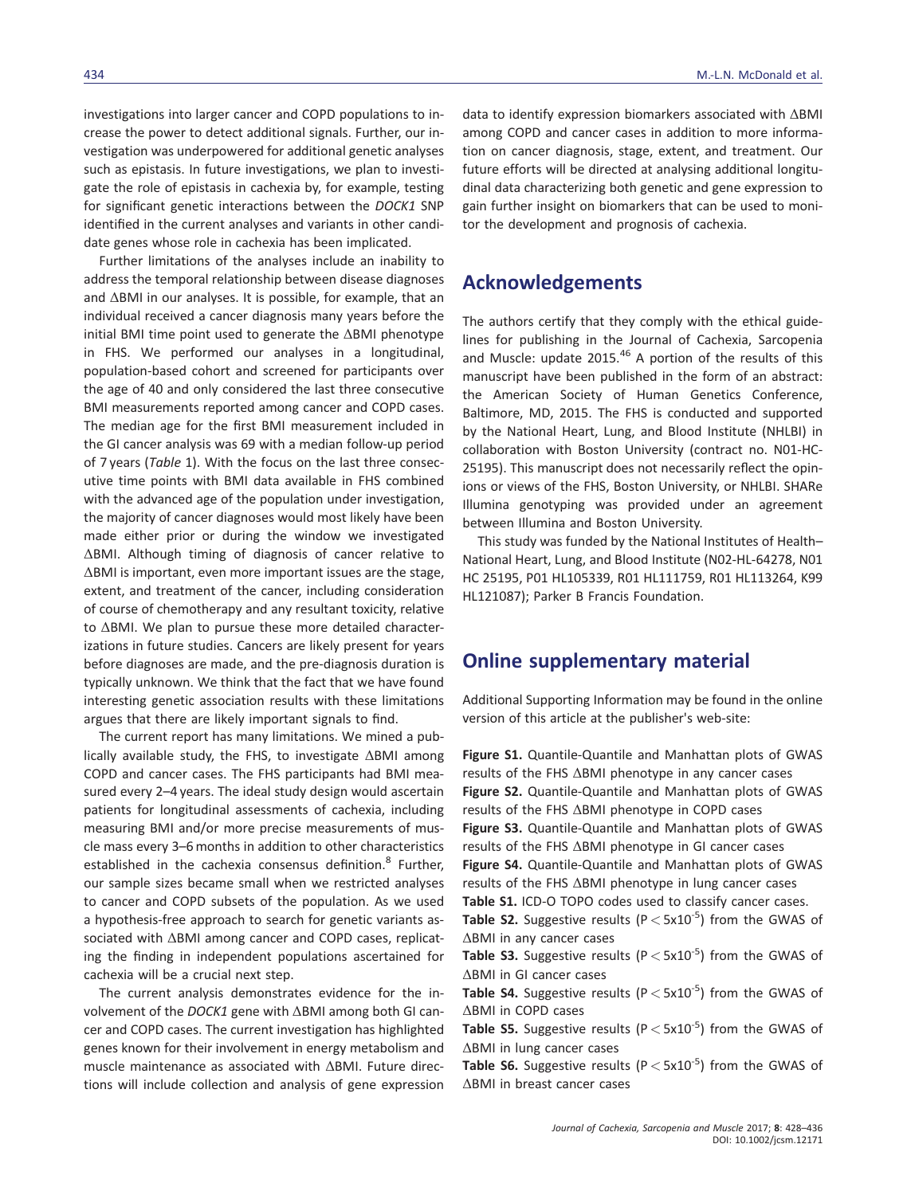investigations into larger cancer and COPD populations to increase the power to detect additional signals. Further, our investigation was underpowered for additional genetic analyses such as epistasis. In future investigations, we plan to investigate the role of epistasis in cachexia by, for example, testing for significant genetic interactions between the *DOCK1* SNP identified in the current analyses and variants in other candidate genes whose role in cachexia has been implicated.

Further limitations of the analyses include an inability to address the temporal relationship between disease diagnoses and ΔBMI in our analyses. It is possible, for example, that an individual received a cancer diagnosis many years before the initial BMI time point used to generate the ΔBMI phenotype in FHS. We performed our analyses in a longitudinal, population-based cohort and screened for participants over the age of 40 and only considered the last three consecutive BMI measurements reported among cancer and COPD cases. The median age for the first BMI measurement included in the GI cancer analysis was 69 with a median follow-up period of 7 years (*Table* 1). With the focus on the last three consecutive time points with BMI data available in FHS combined with the advanced age of the population under investigation, the majority of cancer diagnoses would most likely have been made either prior or during the window we investigated ΔBMI. Although timing of diagnosis of cancer relative to ΔBMI is important, even more important issues are the stage, extent, and treatment of the cancer, including consideration of course of chemotherapy and any resultant toxicity, relative to ΔBMI. We plan to pursue these more detailed characterizations in future studies. Cancers are likely present for years before diagnoses are made, and the pre-diagnosis duration is typically unknown. We think that the fact that we have found interesting genetic association results with these limitations argues that there are likely important signals to find.

The current report has many limitations. We mined a publically available study, the FHS, to investigate ΔBMI among COPD and cancer cases. The FHS participants had BMI measured every 2–4 years. The ideal study design would ascertain patients for longitudinal assessments of cachexia, including measuring BMI and/or more precise measurements of muscle mass every 3–6 months in addition to other characteristics established in the cachexia consensus definition.[8] Further, our sample sizes became small when we restricted analyses to cancer and COPD subsets of the population. As we used a hypothesis-free approach to search for genetic variants associated with ΔBMI among cancer and COPD cases, replicating the finding in independent populations ascertained for cachexia will be a crucial next step.

The current analysis demonstrates evidence for the involvement of the *DOCK1* gene with ΔBMI among both GI cancer and COPD cases. The current investigation has highlighted genes known for their involvement in energy metabolism and muscle maintenance as associated with ΔBMI. Future directions will include collection and analysis of gene expression data to identify expression biomarkers associated with ΔBMI among COPD and cancer cases in addition to more information on cancer diagnosis, stage, extent, and treatment. Our future efforts will be directed at analysing additional longitudinal data characterizing both genetic and gene expression to gain further insight on biomarkers that can be used to monitor the development and prognosis of cachexia.

## Acknowledgements

The authors certify that they comply with the ethical guidelines for publishing in the Journal of Cachexia, Sarcopenia and Muscle: update 2015.[46] A portion of the results of this manuscript have been published in the form of an abstract: the American Society of Human Genetics Conference, Baltimore, MD, 2015. The FHS is conducted and supported by the National Heart, Lung, and Blood Institute (NHLBI) in collaboration with Boston University (contract no. N01-HC-25195). This manuscript does not necessarily reflect the opinions or views of the FHS, Boston University, or NHLBI. SHARe Illumina genotyping was provided under an agreement between Illumina and Boston University.

This study was funded by the National Institutes of Health–National Heart, Lung, and Blood Institute (N02-HL-64278, N01 HC 25195, P01 HL105339, R01 HL111759, R01 HL113264, K99 HL121087); Parker B Francis Foundation.

## Online supplementary material

Additional Supporting Information may be found in the online version of this article at the publisher's web-site:

**Figure S1.** Quantile-Quantile and Manhattan plots of GWAS results of the FHS ΔBMI phenotype in any cancer cases
**Figure S2.** Quantile-Quantile and Manhattan plots of GWAS results of the FHS ΔBMI phenotype in COPD cases
**Figure S3.** Quantile-Quantile and Manhattan plots of GWAS results of the FHS ΔBMI phenotype in GI cancer cases
**Figure S4.** Quantile-Quantile and Manhattan plots of GWAS results of the FHS ΔBMI phenotype in lung cancer cases
**Table S1.** ICD-O TOPO codes used to classify cancer cases.
**Table S2.** Suggestive results ($P < 5x10^{-5}$) from the GWAS of ΔBMI in any cancer cases
**Table S3.** Suggestive results ($P < 5x10^{-5}$) from the GWAS of ΔBMI in GI cancer cases
**Table S4.** Suggestive results ($P < 5x10^{-5}$) from the GWAS of ΔBMI in COPD cases
**Table S5.** Suggestive results ($P < 5x10^{-5}$) from the GWAS of ΔBMI in lung cancer cases
**Table S6.** Suggestive results ($P < 5x10^{-5}$) from the GWAS of ΔBMI in breast cancer cases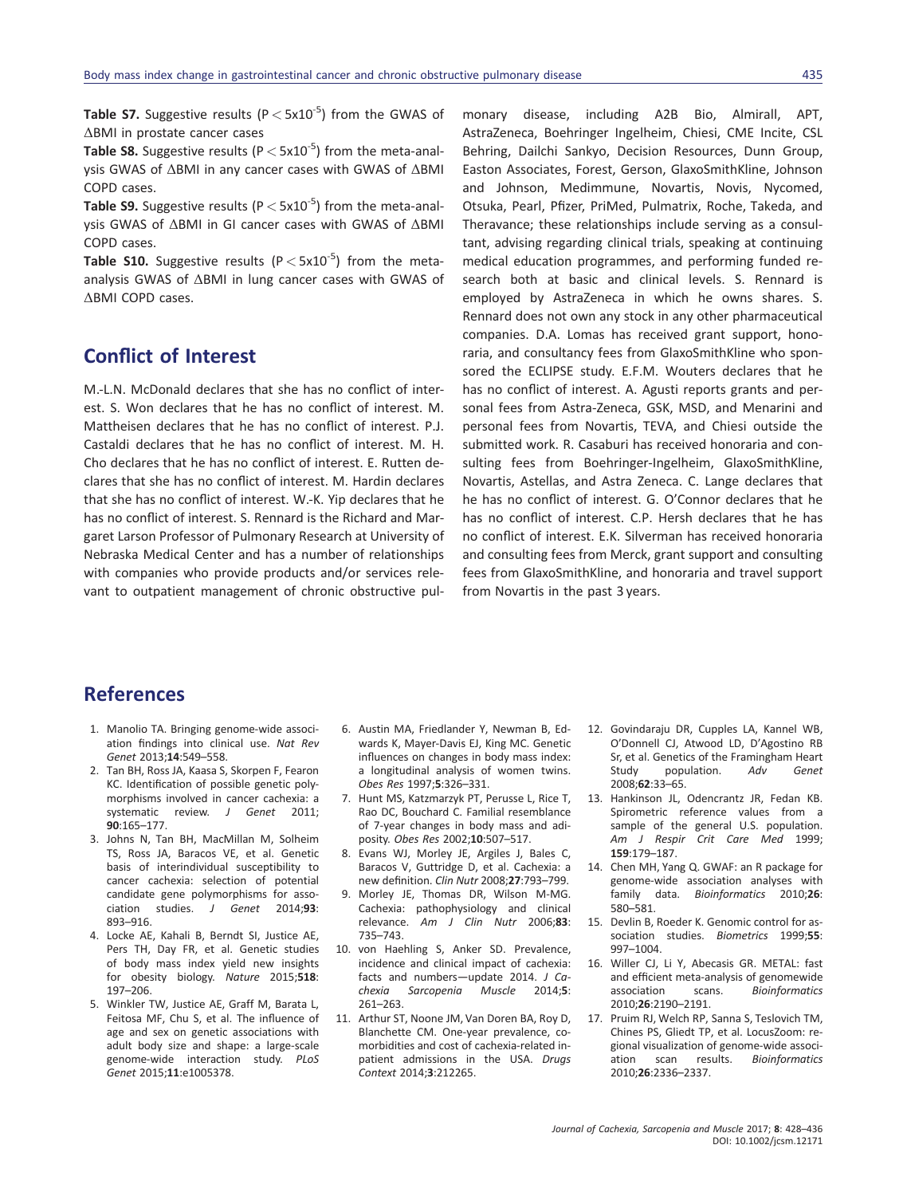**Table S7.** Suggestive results ($P < 5x10^{-5}$) from the GWAS of ΔBMI in prostate cancer cases

**Table S8.** Suggestive results ($P < 5x10^{-5}$) from the meta-analysis GWAS of ΔBMI in any cancer cases with GWAS of ΔBMI COPD cases.

**Table S9.** Suggestive results ($P < 5x10^{-5}$) from the meta-analysis GWAS of ΔBMI in GI cancer cases with GWAS of ΔBMI COPD cases.

**Table S10.** Suggestive results ($P < 5x10^{-5}$) from the meta-analysis GWAS of ΔBMI in lung cancer cases with GWAS of ΔBMI COPD cases.

## Conflict of Interest

M.-L.N. McDonald declares that she has no conflict of interest. S. Won declares that he has no conflict of interest. M. Mattheisen declares that he has no conflict of interest. P.J. Castaldi declares that he has no conflict of interest. M. H. Cho declares that he has no conflict of interest. E. Rutten declares that she has no conflict of interest. M. Hardin declares that she has no conflict of interest. W.-K. Yip declares that he has no conflict of interest. S. Rennard is the Richard and Margaret Larson Professor of Pulmonary Research at University of Nebraska Medical Center and has a number of relationships with companies who provide products and/or services relevant to outpatient management of chronic obstructive pulmonary disease, including A2B Bio, Almirall, APT, AstraZeneca, Boehringer Ingelheim, Chiesi, CME Incite, CSL Behring, Dailchi Sankyo, Decision Resources, Dunn Group, Easton Associates, Forest, Gerson, GlaxoSmithKline, Johnson and Johnson, Medimmune, Novartis, Novis, Nycomed, Otsuka, Pearl, Pfizer, PriMed, Pulmatrix, Roche, Takeda, and Theravance; these relationships include serving as a consultant, advising regarding clinical trials, speaking at continuing medical education programmes, and performing funded research both at basic and clinical levels. S. Rennard is employed by AstraZeneca in which he owns shares. S. Rennard does not own any stock in any other pharmaceutical companies. D.A. Lomas has received grant support, honoraria, and consultancy fees from GlaxoSmithKline who sponsored the ECLIPSE study. E.F.M. Wouters declares that he has no conflict of interest. A. Agusti reports grants and personal fees from Astra-Zeneca, GSK, MSD, and Menarini and personal fees from Novartis, TEVA, and Chiesi outside the submitted work. R. Casaburi has received honoraria and consulting fees from Boehringer-Ingelheim, GlaxoSmithKline, Novartis, Astellas, and Astra Zeneca. C. Lange declares that he has no conflict of interest. G. O'Connor declares that he has no conflict of interest. C.P. Hersh declares that he has no conflict of interest. E.K. Silverman has received honoraria and consulting fees from Merck, grant support and consulting fees from GlaxoSmithKline, and honoraria and travel support from Novartis in the past 3 years.

## References

1. Manolio TA. Bringing genome-wide association findings into clinical use. *Nat Rev Genet* 2013;**14**:549–558.
2. Tan BH, Ross JA, Kaasa S, Skorpen F, Fearon KC. Identification of possible genetic polymorphisms involved in cancer cachexia: a systematic review. *J Genet* 2011; **90**:165–177.
3. Johns N, Tan BH, MacMillan M, Solheim TS, Ross JA, Baracos VE, et al. Genetic basis of interindividual susceptibility to cancer cachexia: selection of potential candidate gene polymorphisms for association studies. *J Genet* 2014;**93**: 893–916.
4. Locke AE, Kahali B, Berndt SI, Justice AE, Pers TH, Day FR, et al. Genetic studies of body mass index yield new insights for obesity biology. *Nature* 2015;**518**: 197–206.
5. Winkler TW, Justice AE, Graff M, Barata L, Feitosa MF, Chu S, et al. The influence of age and sex on genetic associations with adult body size and shape: a large-scale genome-wide interaction study. *PLoS Genet* 2015;**11**:e1005378.
6. Austin MA, Friedlander Y, Newman B, Edwards K, Mayer-Davis EJ, King MC. Genetic influences on changes in body mass index: a longitudinal analysis of women twins. *Obes Res* 1997;**5**:326–331.
7. Hunt MS, Katzmarzyk PT, Perusse L, Rice T, Rao DC, Bouchard C. Familial resemblance of 7-year changes in body mass and adiposity. *Obes Res* 2002;**10**:507–517.
8. Evans WJ, Morley JE, Argiles J, Bales C, Baracos V, Guttridge D, et al. Cachexia: a new definition. *Clin Nutr* 2008;**27**:793–799.
9. Morley JE, Thomas DR, Wilson M-MG. Cachexia: pathophysiology and clinical relevance. *Am J Clin Nutr* 2006;**83**: 735–743.
10. von Haehling S, Anker SD. Prevalence, incidence and clinical impact of cachexia: facts and numbers—update 2014. *J Cachexia Sarcopenia Muscle* 2014;**5**: 261–263.
11. Arthur ST, Noone JM, Van Doren BA, Roy D, Blanchette CM. One-year prevalence, comorbidities and cost of cachexia-related inpatient admissions in the USA. *Drugs Context* 2014;**3**:212265.
12. Govindaraju DR, Cupples LA, Kannel WB, O'Donnell CJ, Atwood LD, D'Agostino RB Sr, et al. Genetics of the Framingham Heart Study population. *Adv Genet* 2008;**62**:33–65.
13. Hankinson JL, Odencrantz JR, Fedan KB. Spirometric reference values from a sample of the general U.S. population. *Am J Respir Crit Care Med* 1999; **159**:179–187.
14. Chen MH, Yang Q. GWAF: an R package for genome-wide association analyses with family data. *Bioinformatics* 2010;**26**: 580–581.
15. Devlin B, Roeder K. Genomic control for association studies. *Biometrics* 1999;**55**: 997–1004.
16. Willer CJ, Li Y, Abecasis GR. METAL: fast and efficient meta-analysis of genomewide association scans. *Bioinformatics* 2010;**26**:2190–2191.
17. Pruim RJ, Welch RP, Sanna S, Teslovich TM, Chines PS, Gliedt TP, et al. LocusZoom: regional visualization of genome-wide association scan results. *Bioinformatics* 2010;**26**:2336–2337.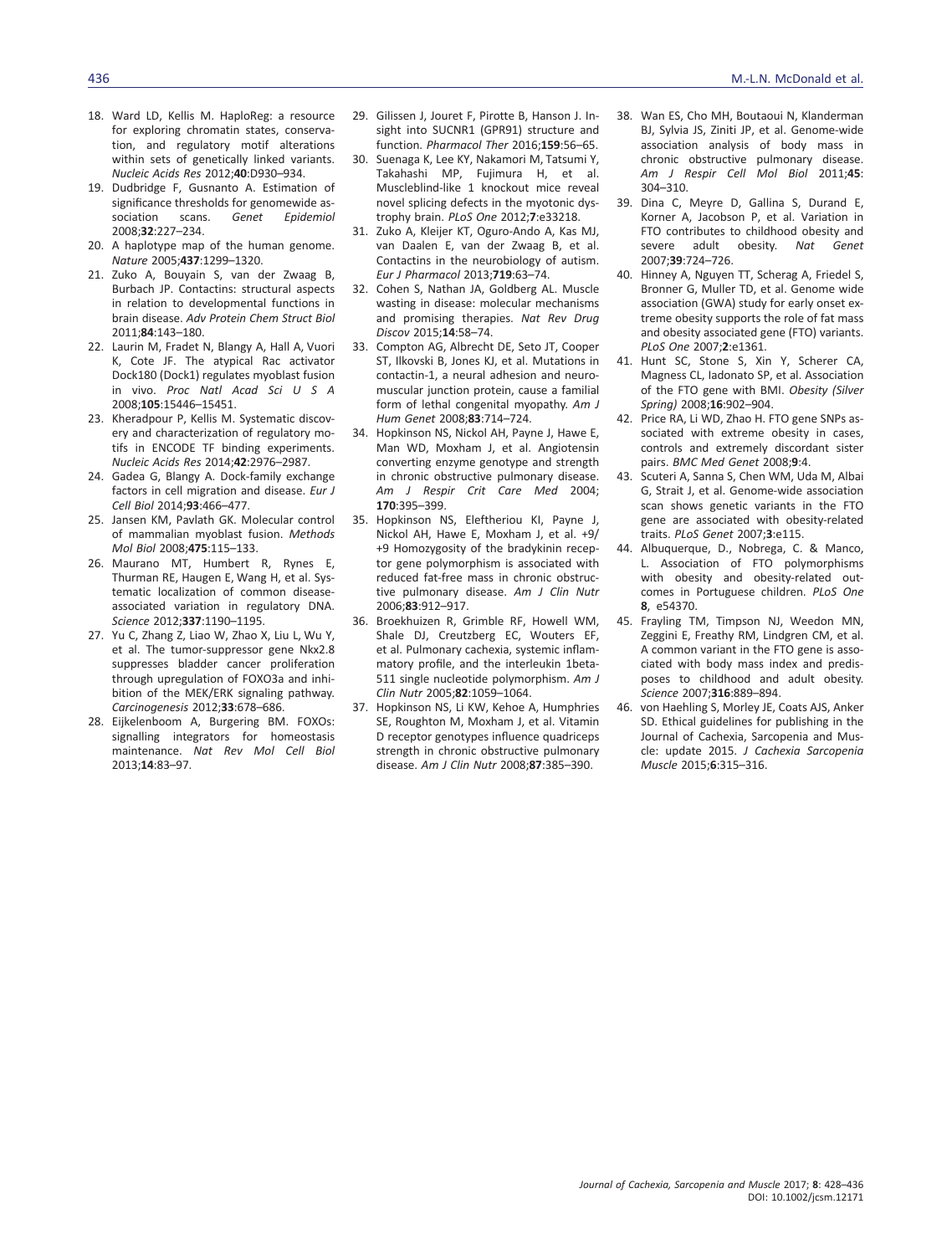18. Ward LD, Kellis M. HaploReg: a resource for exploring chromatin states, conservation, and regulatory motif alterations within sets of genetically linked variants. *Nucleic Acids Res* 2012;**40**:D930–934.
19. Dudbridge F, Gusnanto A. Estimation of significance thresholds for genomewide association scans. *Genet Epidemiol* 2008;**32**:227–234.
20. A haplotype map of the human genome. *Nature* 2005;**437**:1299–1320.
21. Zuko A, Bouyain S, van der Zwaag B, Burbach JP. Contactins: structural aspects in relation to developmental functions in brain disease. *Adv Protein Chem Struct Biol* 2011;**84**:143–180.
22. Laurin M, Fradet N, Blangy A, Hall A, Vuori K, Cote JF. The atypical Rac activator Dock180 (Dock1) regulates myoblast fusion in vivo. *Proc Natl Acad Sci U S A* 2008;**105**:15446–15451.
23. Kheradpour P, Kellis M. Systematic discovery and characterization of regulatory motifs in ENCODE TF binding experiments. *Nucleic Acids Res* 2014;**42**:2976–2987.
24. Gadea G, Blangy A. Dock-family exchange factors in cell migration and disease. *Eur J Cell Biol* 2014;**93**:466–477.
25. Jansen KM, Pavlath GK. Molecular control of mammalian myoblast fusion. *Methods Mol Biol* 2008;**475**:115–133.
26. Maurano MT, Humbert R, Rynes E, Thurman RE, Haugen E, Wang H, et al. Systematic localization of common disease-associated variation in regulatory DNA. *Science* 2012;**337**:1190–1195.
27. Yu C, Zhang Z, Liao W, Zhao X, Liu L, Wu Y, et al. The tumor-suppressor gene Nkx2.8 suppresses bladder cancer proliferation through upregulation of FOXO3a and inhibition of the MEK/ERK signaling pathway. *Carcinogenesis* 2012;**33**:678–686.
28. Eijkelenboom A, Burgering BM. FOXOs: signalling integrators for homeostasis maintenance. *Nat Rev Mol Cell Biol* 2013;**14**:83–97.
29. Gilissen J, Jouret F, Pirotte B, Hanson J. Insight into SUCNR1 (GPR91) structure and function. *Pharmacol Ther* 2016;**159**:56–65.
30. Suenaga K, Lee KY, Nakamori M, Tatsumi Y, Takahashi MP, Fujimura H, et al. Muscleblind-like 1 knockout mice reveal novel splicing defects in the myotonic dystrophy brain. *PLoS One* 2012;**7**:e33218.
31. Zuko A, Kleijer KT, Oguro-Ando A, Kas MJ, van Daalen E, van der Zwaag B, et al. Contactins in the neurobiology of autism. *Eur J Pharmacol* 2013;**719**:63–74.
32. Cohen S, Nathan JA, Goldberg AL. Muscle wasting in disease: molecular mechanisms and promising therapies. *Nat Rev Drug Discov* 2015;**14**:58–74.
33. Compton AG, Albrecht DE, Seto JT, Cooper ST, Ilkovski B, Jones KJ, et al. Mutations in contactin-1, a neural adhesion and neuromuscular junction protein, cause a familial form of lethal congenital myopathy. *Am J Hum Genet* 2008;**83**:714–724.
34. Hopkinson NS, Nickol AH, Payne J, Hawe E, Man WD, Moxham J, et al. Angiotensin converting enzyme genotype and strength in chronic obstructive pulmonary disease. *Am J Respir Crit Care Med* 2004; **170**:395–399.
35. Hopkinson NS, Eleftheriou KI, Payne J, Nickol AH, Hawe E, Moxham J, et al. +9/+9 Homozygosity of the bradykinin receptor gene polymorphism is associated with reduced fat-free mass in chronic obstructive pulmonary disease. *Am J Clin Nutr* 2006;**83**:912–917.
36. Broekhuizen R, Grimble RF, Howell WM, Shale DJ, Creutzberg EC, Wouters EF, et al. Pulmonary cachexia, systemic inflammatory profile, and the interleukin 1beta-511 single nucleotide polymorphism. *Am J Clin Nutr* 2005;**82**:1059–1064.
37. Hopkinson NS, Li KW, Kehoe A, Humphries SE, Roughton M, Moxham J, et al. Vitamin D receptor genotypes influence quadriceps strength in chronic obstructive pulmonary disease. *Am J Clin Nutr* 2008;**87**:385–390.
38. Wan ES, Cho MH, Boutaoui N, Klanderman BJ, Sylvia JS, Ziniti JP, et al. Genome-wide association analysis of body mass in chronic obstructive pulmonary disease. *Am J Respir Cell Mol Biol* 2011;**45**: 304–310.
39. Dina C, Meyre D, Gallina S, Durand E, Korner A, Jacobson P, et al. Variation in FTO contributes to childhood obesity and severe adult obesity. *Nat Genet* 2007;**39**:724–726.
40. Hinney A, Nguyen TT, Scherag A, Friedel S, Bronner G, Muller TD, et al. Genome wide association (GWA) study for early onset extreme obesity supports the role of fat mass and obesity associated gene (FTO) variants. *PLoS One* 2007;**2**:e1361.
41. Hunt SC, Stone S, Xin Y, Scherer CA, Magness CL, Iadonato SP, et al. Association of the FTO gene with BMI. *Obesity (Silver Spring)* 2008;**16**:902–904.
42. Price RA, Li WD, Zhao H. FTO gene SNPs associated with extreme obesity in cases, controls and extremely discordant sister pairs. *BMC Med Genet* 2008;**9**:4.
43. Scuteri A, Sanna S, Chen WM, Uda M, Albai G, Strait J, et al. Genome-wide association scan shows genetic variants in the FTO gene are associated with obesity-related traits. *PLoS Genet* 2007;**3**:e115.
44. Albuquerque, D., Nobrega, C. & Manco, L. Association of FTO polymorphisms with obesity and obesity-related outcomes in Portuguese children. *PLoS One* **8**, e54370.
45. Frayling TM, Timpson NJ, Weedon MN, Zeggini E, Freathy RM, Lindgren CM, et al. A common variant in the FTO gene is associated with body mass index and predisposes to childhood and adult obesity. *Science* 2007;**316**:889–894.
46. von Haehling S, Morley JE, Coats AJS, Anker SD. Ethical guidelines for publishing in the Journal of Cachexia, Sarcopenia and Muscle: update 2015. *J Cachexia Sarcopenia Muscle* 2015;**6**:315–316.